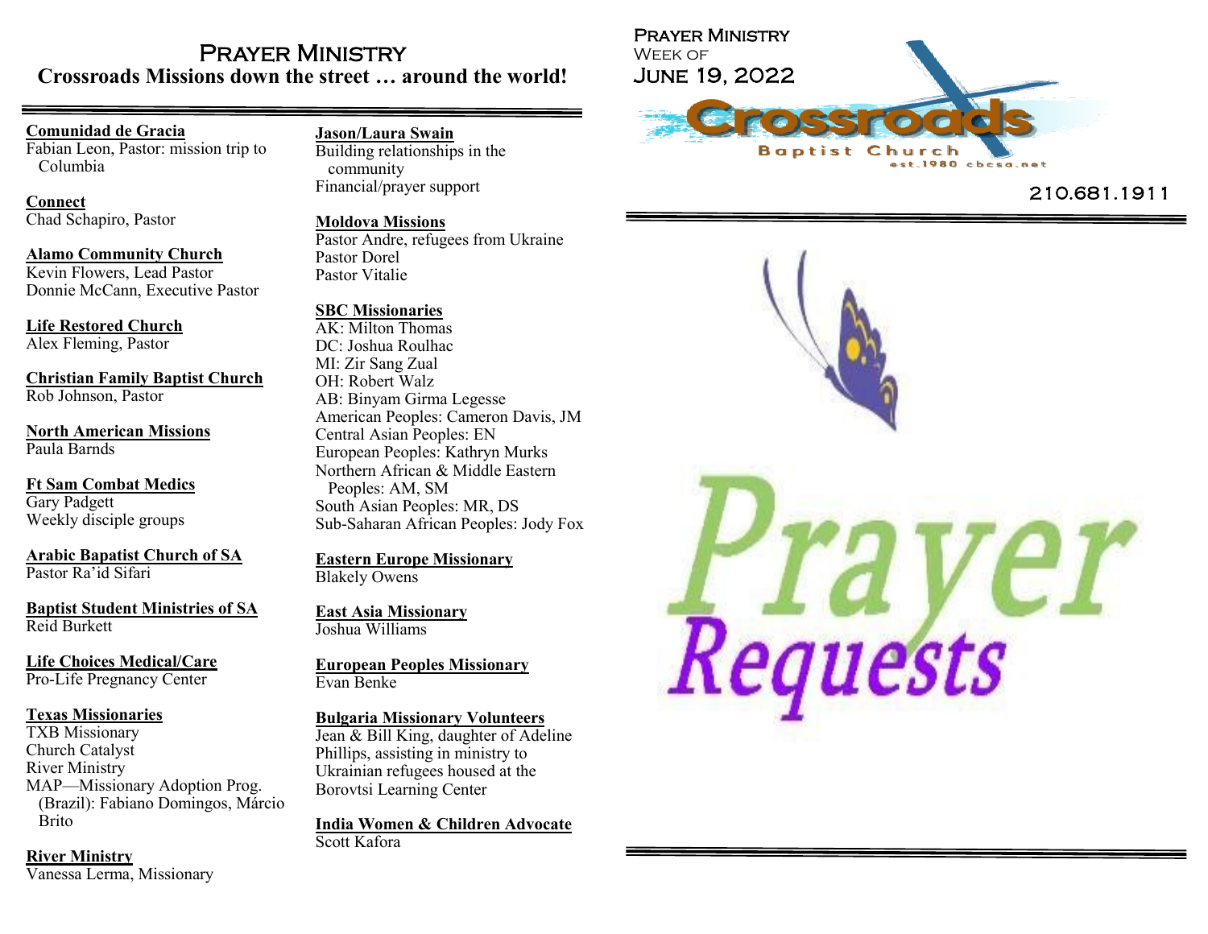# Prayer Ministry

## Crossroads Missions down the street … around the world!

**Comunidad de Gracia**
Fabian Leon, Pastor: mission trip to Columbia

**Connect**
Chad Schapiro, Pastor

**Alamo Community Church**
Kevin Flowers, Lead Pastor
Donnie McCann, Executive Pastor

**Life Restored Church**
Alex Fleming, Pastor

**Christian Family Baptist Church**
Rob Johnson, Pastor

**North American Missions**
Paula Barnds

**Ft Sam Combat Medics**
Gary Padgett
Weekly disciple groups

**Arabic Bapatist Church of SA**
Pastor Ra'id Sifari

**Baptist Student Ministries of SA**
Reid Burkett

**Life Choices Medical/Care**
Pro-Life Pregnancy Center

**Texas Missionaries**
TXB Missionary
Church Catalyst
River Ministry
MAP—Missionary Adoption Prog. (Brazil): Fabiano Domingos, Márcio Brito

**River Ministry**
Vanessa Lerma, Missionary

**Jason/Laura Swain**
Building relationships in the community
Financial/prayer support

**Moldova Missions**
Pastor Andre, refugees from Ukraine
Pastor Dorel
Pastor Vitalie

**SBC Missionaries**
AK: Milton Thomas
DC: Joshua Roulhac
MI: Zir Sang Zual
OH: Robert Walz
AB: Binyam Girma Legesse
American Peoples: Cameron Davis, JM
Central Asian Peoples: EN
European Peoples: Kathryn Murks
Northern African & Middle Eastern Peoples: AM, SM
South Asian Peoples: MR, DS
Sub-Saharan African Peoples: Jody Fox

**Eastern Europe Missionary**
Blakely Owens

**East Asia Missionary**
Joshua Williams

**European Peoples Missionary**
Evan Benke

**Bulgaria Missionary Volunteers**
Jean & Bill King, daughter of Adeline Phillips, assisting in ministry to Ukrainian refugees housed at the Borovtsi Learning Center

**India Women & Children Advocate**
Scott Kafora

---

Prayer Ministry
Week of
June 19, 2022

Crossroads Baptist Church
est.1980 cbcsa.net

210.681.1911

Prayer Requests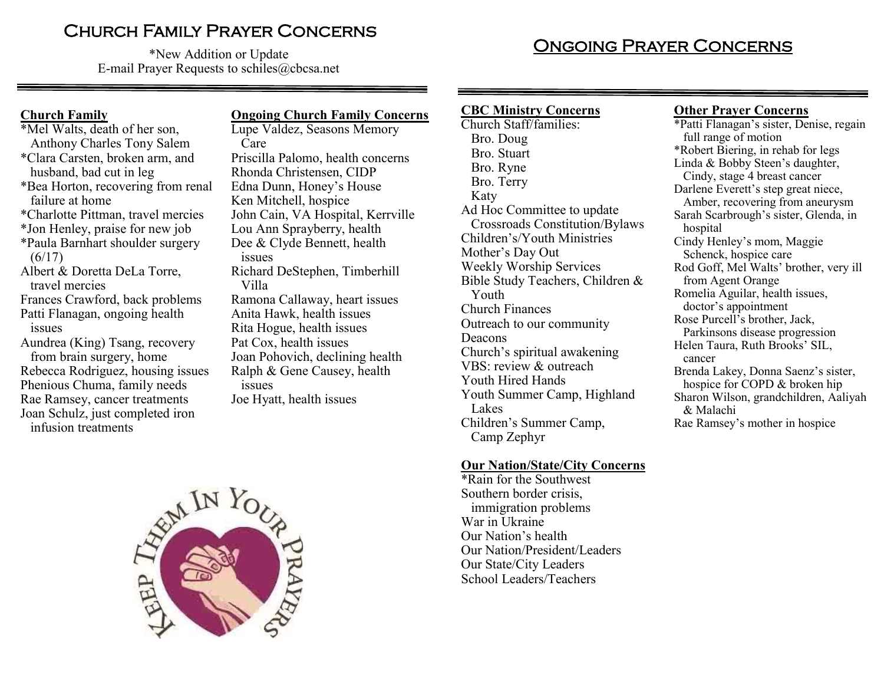# Church Family Prayer Concerns

*New Addition or Update
E-mail Prayer Requests to schiles@cbcsa.net

**Church Family**

*Mel Walts, death of her son, Anthony Charles Tony Salem
*Clara Carsten, broken arm, and husband, bad cut in leg
*Bea Horton, recovering from renal failure at home
*Charlotte Pittman, travel mercies
*Jon Henley, praise for new job
*Paula Barnhart shoulder surgery (6/17)
Albert & Doretta DeLa Torre, travel mercies
Frances Crawford, back problems
Patti Flanagan, ongoing health issues
Aundrea (King) Tsang, recovery from brain surgery, home
Rebecca Rodriguez, housing issues
Phenious Chuma, family needs
Rae Ramsey, cancer treatments
Joan Schulz, just completed iron infusion treatments

**Ongoing Church Family Concerns**

Lupe Valdez, Seasons Memory Care
Priscilla Palomo, health concerns
Rhonda Christensen, CIDP
Edna Dunn, Honey's House
Ken Mitchell, hospice
John Cain, VA Hospital, Kerrville
Lou Ann Sprayberry, health
Dee & Clyde Bennett, health issues
Richard DeStephen, Timberhill Villa
Ramona Callaway, heart issues
Anita Hawk, health issues
Rita Hogue, health issues
Pat Cox, health issues
Joan Pohovich, declining health
Ralph & Gene Causey, health issues
Joe Hyatt, health issues

Keep Them In Your Prayers

# Ongoing Prayer Concerns

**CBC Ministry Concerns**

Church Staff/families:
Bro. Doug
Bro. Stuart
Bro. Ryne
Bro. Terry
Katy
Ad Hoc Committee to update Crossroads Constitution/Bylaws
Children's/Youth Ministries
Mother's Day Out
Weekly Worship Services
Bible Study Teachers, Children & Youth
Church Finances
Outreach to our community
Deacons
Church's spiritual awakening
VBS: review & outreach
Youth Hired Hands
Youth Summer Camp, Highland Lakes
Children's Summer Camp, Camp Zephyr

**Our Nation/State/City Concerns**

*Rain for the Southwest
Southern border crisis, immigration problems
War in Ukraine
Our Nation's health
Our Nation/President/Leaders
Our State/City Leaders
School Leaders/Teachers

**Other Prayer Concerns**

*Patti Flanagan's sister, Denise, regain full range of motion
*Robert Biering, in rehab for legs
Linda & Bobby Steen's daughter, Cindy, stage 4 breast cancer
Darlene Everett's step great niece, Amber, recovering from aneurysm
Sarah Scarbrough's sister, Glenda, in hospital
Cindy Henley's mom, Maggie Schenck, hospice care
Rod Goff, Mel Walts' brother, very ill from Agent Orange
Romelia Aguilar, health issues, doctor's appointment
Rose Purcell's brother, Jack, Parkinsons disease progression
Helen Taura, Ruth Brooks' SIL, cancer
Brenda Lakey, Donna Saenz's sister, hospice for COPD & broken hip
Sharon Wilson, grandchildren, Aaliyah & Malachi
Rae Ramsey's mother in hospice